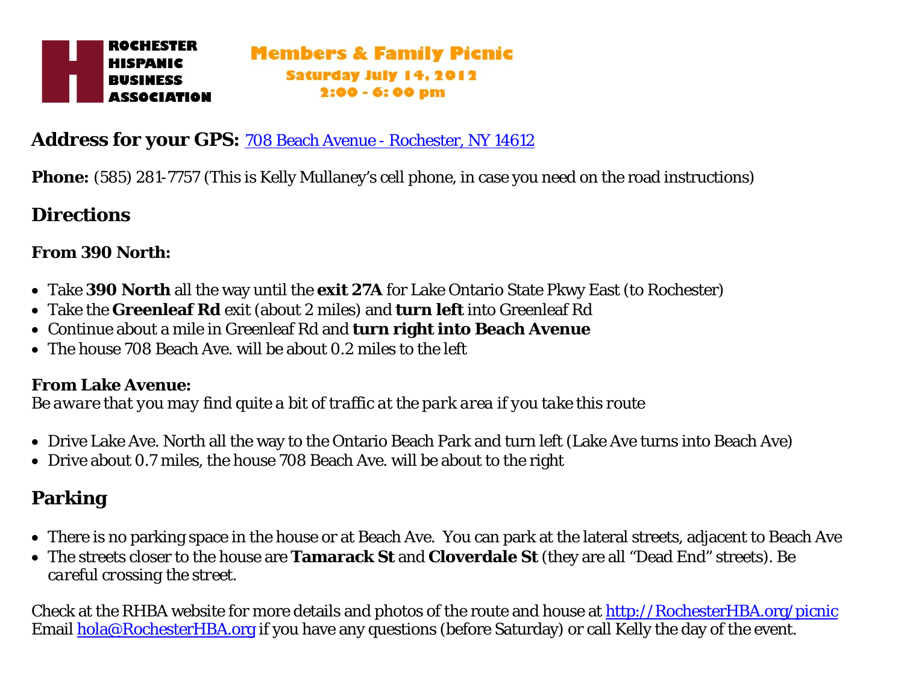**ROCHESTER HISPANIC BUSINESS ASSOCIATION**

# Members & Family Picnic

**Saturday July 14, 2012**
**2:00 - 6:00 pm**

**Address for your GPS:** [708 Beach Avenue - Rochester, NY 14612]

**Phone:** (585) 281-7757 (This is Kelly Mullaney's cell phone, in case you need on the road instructions)

## Directions

**From 390 North:**

- Take **390 North** all the way until the **exit 27A** for Lake Ontario State Pkwy East (to Rochester)
- Take the **Greenleaf Rd** exit (about 2 miles) and **turn left** into Greenleaf Rd
- Continue about a mile in Greenleaf Rd and **turn right into Beach Avenue**
- The house 708 Beach Ave. will be about 0.2 miles to the left

**From Lake Avenue:**
*Be aware that you may find quite a bit of traffic at the park area if you take this route*

- Drive Lake Ave. North all the way to the Ontario Beach Park and turn left (Lake Ave turns into Beach Ave)
- Drive about 0.7 miles, the house 708 Beach Ave. will be about to the right

## Parking

- There is no parking space in the house or at Beach Ave. You can park at the lateral streets, adjacent to Beach Ave
- The streets closer to the house are **Tamarack St** and **Cloverdale St** (they are all "Dead End" streets). *Be careful crossing the street.*

Check at the RHBA website for more details and photos of the route and house at http://RochesterHBA.org/picnic
Email hola@RochesterHBA.org if you have any questions (before Saturday) or call Kelly the day of the event.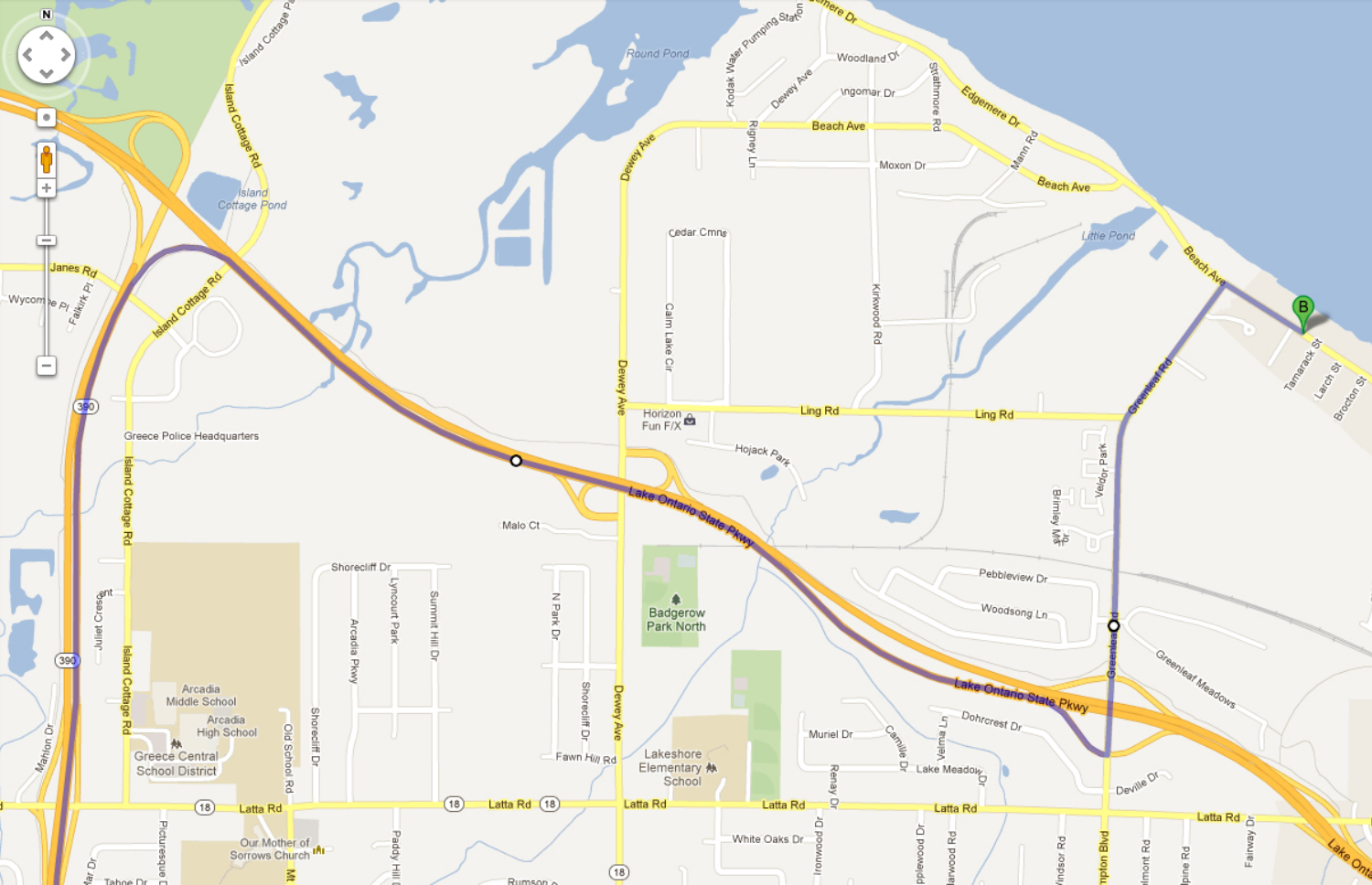Round Pond
Island Cottage Pond
Little Pond
Island Cottage Rd
Beach Ave
Edgemere Dr
Woodland Dr
Kodak Water Pumping Station
Dewey Ave
Ingomar Dr
Rigney Ln
Stathmore Rd
Mann Rd
Moxon Dr
Cedar Cmns
Calm Lake Cir
Kirkwood Rd
Janes Rd
Wycombe Pl
Falkirk Pl
390
Ling Rd
Horizon Fun F/X
Hojack Park
Greenleaf Rd
Veldor Park
Brimley Mw
Tamarack St
Larch St
Brockton St
B
Greece Police Headquarters
Lake Ontario State Pkwy
Malo Ct
Shorecliff Dr
Lyncourt Park
Summit Hill Dr
Arcadia Pkwy
N Park Dr
Badgerow Park North
Pebbleview Dr
Woodsong Ln
Greenleaf Meadows
Juliet Cresent
Arcadia Middle School
Arcadia High School
Greece Central School District
Old School Rd
Fawn Hill Rd
Lakeshore Elementary School
Muriel Dr
Camille Dr
Velma Ln
Dohrcrest Dr
Lake Meadow Dr
Deville Dr
Manlon Dr
18
Latta Rd
Our Mother of Sorrows Church
Picturesque Dr
Tahoe Dr
Paddy Hill Dr
Rumson
White Oaks Dr
Ironwood Dr
Renay Dr
Applewood Dr
Harwood Rd
Windsor Rd
Hampton Blvd
Belmont Rd
Alpine Rd
Fairway Dr